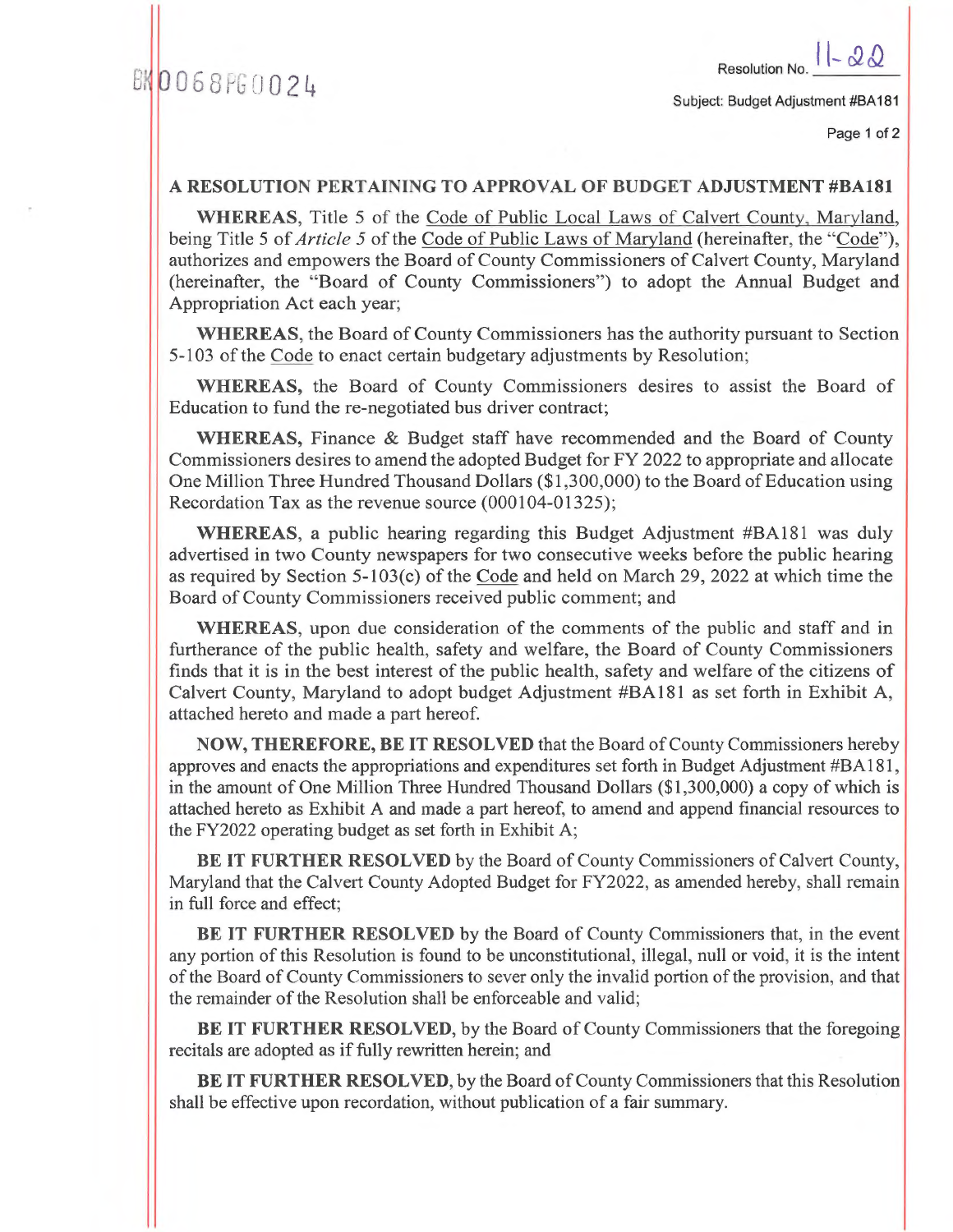BK0068PG0024

Resolution No. 11-22

Subject: Budget Adjustment #BA181

## A RESOLUTION PERTAINING TO APPROVAL OF BUDGET ADJUSTMENT #BA181

**WHEREAS**, Title 5 of the Code of Public Local Laws of Calvert County, Maryland, being Title 5 of *Article 5* of the Code of Public Laws of Maryland (hereinafter, the "Code"), authorizes and empowers the Board of County Commissioners of Calvert County, Maryland (hereinafter, the "Board of County Commissioners") to adopt the Annual Budget and Appropriation Act each year;

**WHEREAS**, the Board of County Commissioners has the authority pursuant to Section 5-103 of the Code to enact certain budgetary adjustments by Resolution;

**WHEREAS,** the Board of County Commissioners desires to assist the Board of Education to fund the re-negotiated bus driver contract;

**WHEREAS,** Finance & Budget staff have recommended and the Board of County Commissioners desires to amend the adopted Budget for FY 2022 to appropriate and allocate One Million Three Hundred Thousand Dollars ($1,300,000) to the Board of Education using Recordation Tax as the revenue source (000104-01325);

**WHEREAS**, a public hearing regarding this Budget Adjustment #BA181 was duly advertised in two County newspapers for two consecutive weeks before the public hearing as required by Section 5-103(c) of the Code and held on March 29, 2022 at which time the Board of County Commissioners received public comment; and

**WHEREAS**, upon due consideration of the comments of the public and staff and in furtherance of the public health, safety and welfare, the Board of County Commissioners finds that it is in the best interest of the public health, safety and welfare of the citizens of Calvert County, Maryland to adopt budget Adjustment #BA181 as set forth in Exhibit A, attached hereto and made a part hereof.

**NOW, THEREFORE, BE IT RESOLVED** that the Board of County Commissioners hereby approves and enacts the appropriations and expenditures set forth in Budget Adjustment #BA181, in the amount of One Million Three Hundred Thousand Dollars ($1,300,000) a copy of which is attached hereto as Exhibit A and made a part hereof, to amend and append financial resources to the FY2022 operating budget as set forth in Exhibit A;

**BE IT FURTHER RESOLVED** by the Board of County Commissioners of Calvert County, Maryland that the Calvert County Adopted Budget for FY2022, as amended hereby, shall remain in full force and effect;

**BE IT FURTHER RESOLVED** by the Board of County Commissioners that, in the event any portion of this Resolution is found to be unconstitutional, illegal, null or void, it is the intent of the Board of County Commissioners to sever only the invalid portion of the provision, and that the remainder of the Resolution shall be enforceable and valid;

**BE IT FURTHER RESOLVED**, by the Board of County Commissioners that the foregoing recitals are adopted as if fully rewritten herein; and

**BE IT FURTHER RESOLVED**, by the Board of County Commissioners that this Resolution shall be effective upon recordation, without publication of a fair summary.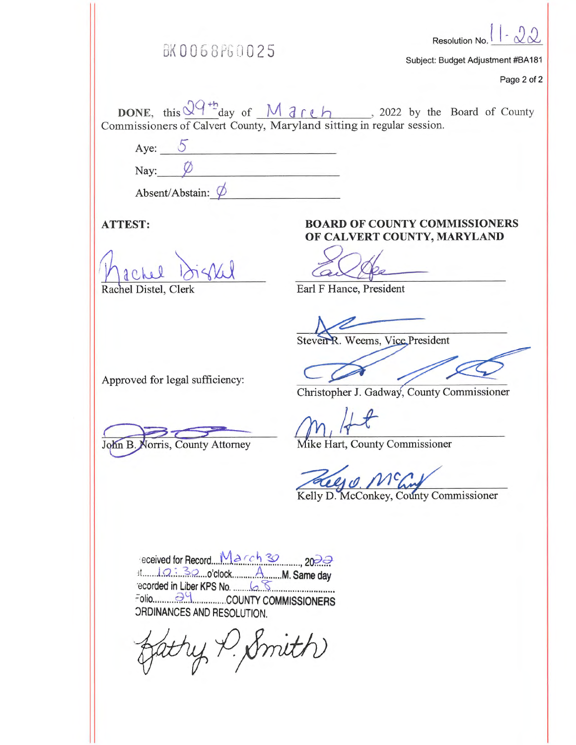BK0068PG0025

Resolution No. 11-22

Subject: Budget Adjustment #BA181

**DONE**, this 29th day of March, 2022 by the Board of County Commissioners of Calvert County, Maryland sitting in regular session.

Aye: 5

Nay: Ø

Absent/Abstain: Ø

**ATTEST:**

Rachel Distel, Clerk

**BOARD OF COUNTY COMMISSIONERS OF CALVERT COUNTY, MARYLAND**

Earl F Hance, President

Steven R. Weems, Vice President

Christopher J. Gadway, County Commissioner

Mike Hart, County Commissioner

Kelly D. McConkey, County Commissioner

Approved for legal sufficiency:

John B. Norris, County Attorney

Received for Record March 30, 2022
at 10:30 o'clock A.M. Same day
Recorded in Liber KPS No. 68
Folio 29 COUNTY COMMISSIONERS ORDINANCES AND RESOLUTION.

Kathy P. Smith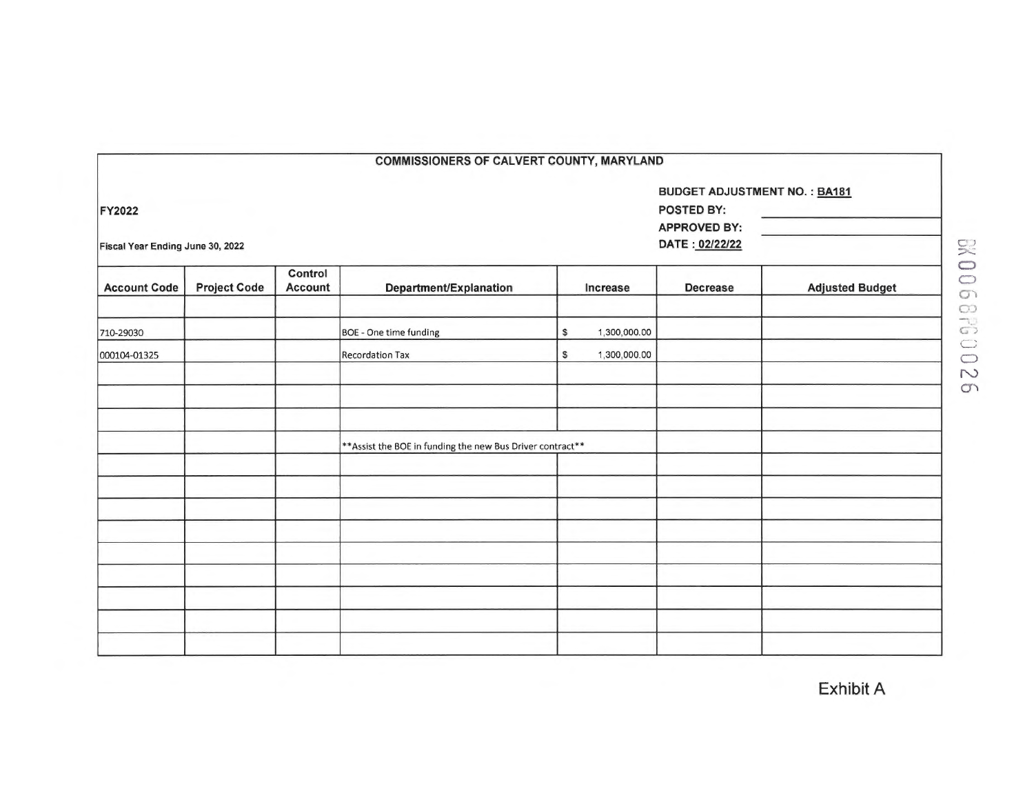**COMMISSIONERS OF CALVERT COUNTY, MARYLAND**

**FY2022**

**Fiscal Year Ending June 30, 2022**

**BUDGET ADJUSTMENT NO. : BA181**
**POSTED BY:**
**APPROVED BY:**
**DATE : 02/22/22**

| Account Code | Project Code | Control Account | Department/Explanation | Increase | Decrease | Adjusted Budget |
|---|---|---|---|---|---|---|
| | | | | | | |
| 710-29030 | | | BOE - One time funding | $ 1,300,000.00 | | |
| 000104-01325 | | | Recordation Tax | $ 1,300,000.00 | | |
| | | | | | | |
| | | | | | | |
| | | | | | | |
| | | | **Assist the BOE in funding the new Bus Driver contract** | | | |
| | | | | | | |
| | | | | | | |
| | | | | | | |
| | | | | | | |
| | | | | | | |
| | | | | | | |
| | | | | | | |
| | | | | | | |
| | | | | | | |

BK00068PG0026

Exhibit A